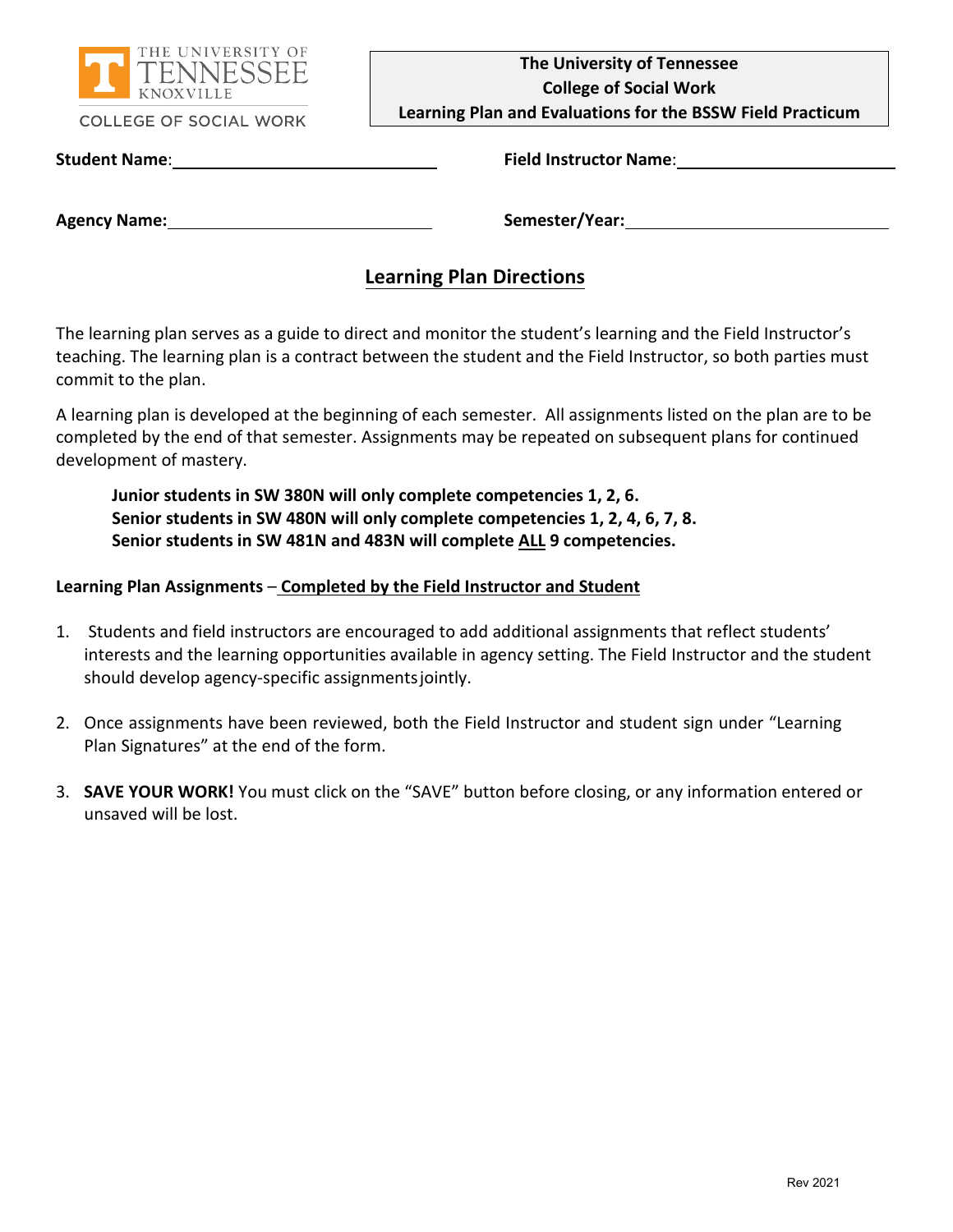THE UNIVERSITY OF TENNESSEE KNOXVILLE

COLLEGE OF SOCIAL WORK

**The University of Tennessee**
**College of Social Work**
**Learning Plan and Evaluations for the BSSW Field Practicum**

**Student Name**: ______________________ **Field Instructor Name**: ______________________

**Agency Name:** ______________________ **Semester/Year:** ______________________

## Learning Plan Directions

The learning plan serves as a guide to direct and monitor the student's learning and the Field Instructor's teaching. The learning plan is a contract between the student and the Field Instructor, so both parties must commit to the plan.

A learning plan is developed at the beginning of each semester. All assignments listed on the plan are to be completed by the end of that semester. Assignments may be repeated on subsequent plans for continued development of mastery.

> **Junior students in SW 380N will only complete competencies 1, 2, 6.**
> **Senior students in SW 480N will only complete competencies 1, 2, 4, 6, 7, 8.**
> **Senior students in SW 481N and 483N will complete ALL 9 competencies.**

**Learning Plan Assignments** – **Completed by the Field Instructor and Student**

1. Students and field instructors are encouraged to add additional assignments that reflect students' interests and the learning opportunities available in agency setting. The Field Instructor and the student should develop agency-specific assignments jointly.

2. Once assignments have been reviewed, both the Field Instructor and student sign under "Learning Plan Signatures" at the end of the form.

3. **SAVE YOUR WORK!** You must click on the "SAVE" button before closing, or any information entered or unsaved will be lost.

Rev 2021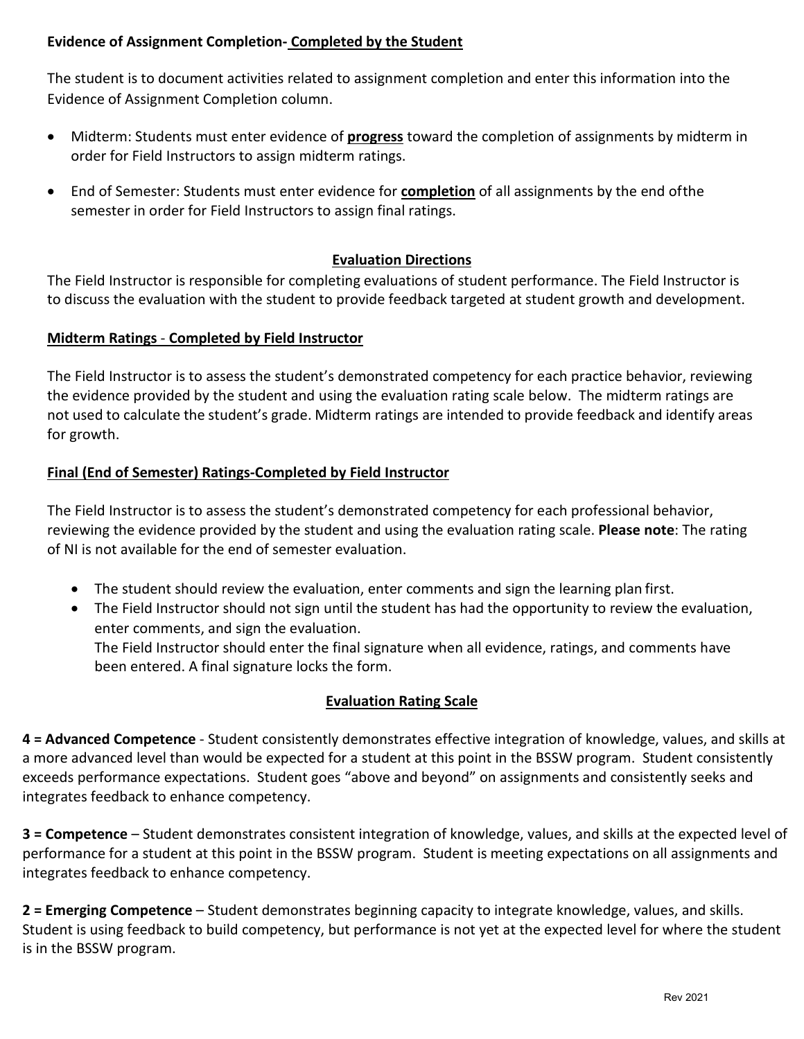**Evidence of Assignment Completion- Completed by the Student**

The student is to document activities related to assignment completion and enter this information into the Evidence of Assignment Completion column.

- Midterm: Students must enter evidence of **progress** toward the completion of assignments by midterm in order for Field Instructors to assign midterm ratings.
- End of Semester: Students must enter evidence for **completion** of all assignments by the end ofthe semester in order for Field Instructors to assign final ratings.

**Evaluation Directions**

The Field Instructor is responsible for completing evaluations of student performance. The Field Instructor is to discuss the evaluation with the student to provide feedback targeted at student growth and development.

**Midterm Ratings - Completed by Field Instructor**

The Field Instructor is to assess the student's demonstrated competency for each practice behavior, reviewing the evidence provided by the student and using the evaluation rating scale below. The midterm ratings are not used to calculate the student's grade. Midterm ratings are intended to provide feedback and identify areas for growth.

**Final (End of Semester) Ratings-Completed by Field Instructor**

The Field Instructor is to assess the student's demonstrated competency for each professional behavior, reviewing the evidence provided by the student and using the evaluation rating scale. **Please note**: The rating of NI is not available for the end of semester evaluation.

- The student should review the evaluation, enter comments and sign the learning plan first.
- The Field Instructor should not sign until the student has had the opportunity to review the evaluation, enter comments, and sign the evaluation.
  The Field Instructor should enter the final signature when all evidence, ratings, and comments have been entered. A final signature locks the form.

**Evaluation Rating Scale**

**4 = Advanced Competence** - Student consistently demonstrates effective integration of knowledge, values, and skills at a more advanced level than would be expected for a student at this point in the BSSW program. Student consistently exceeds performance expectations. Student goes "above and beyond" on assignments and consistently seeks and integrates feedback to enhance competency.

**3 = Competence** – Student demonstrates consistent integration of knowledge, values, and skills at the expected level of performance for a student at this point in the BSSW program. Student is meeting expectations on all assignments and integrates feedback to enhance competency.

**2 = Emerging Competence** – Student demonstrates beginning capacity to integrate knowledge, values, and skills. Student is using feedback to build competency, but performance is not yet at the expected level for where the student is in the BSSW program.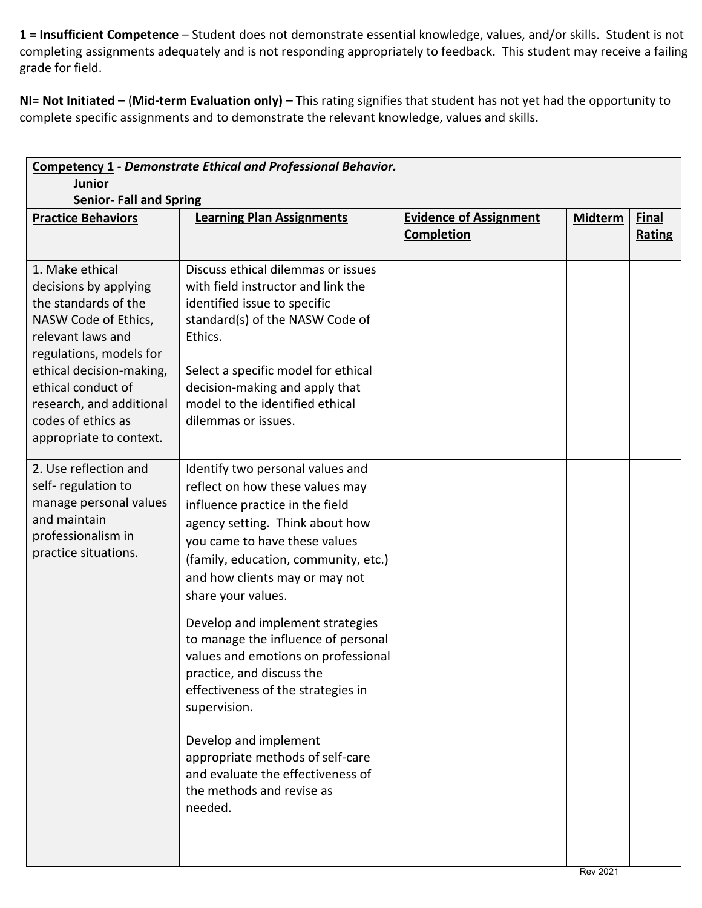**1 = Insufficient Competence** – Student does not demonstrate essential knowledge, values, and/or skills. Student is not completing assignments adequately and is not responding appropriately to feedback. This student may receive a failing grade for field.

**NI= Not Initiated** – (**Mid-term Evaluation only)** – This rating signifies that student has not yet had the opportunity to complete specific assignments and to demonstrate the relevant knowledge, values and skills.

| **Competency 1** - ***Demonstrate Ethical and Professional Behavior.*** **Junior** **Senior- Fall and Spring** | | | | |
|---|---|---|---|---|
| **Practice Behaviors** | **Learning Plan Assignments** | **Evidence of Assignment Completion** | **Midterm** | **Final Rating** |
| 1. Make ethical decisions by applying the standards of the NASW Code of Ethics, relevant laws and regulations, models for ethical decision-making, ethical conduct of research, and additional codes of ethics as appropriate to context. | Discuss ethical dilemmas or issues with field instructor and link the identified issue to specific standard(s) of the NASW Code of Ethics.<br><br>Select a specific model for ethical decision-making and apply that model to the identified ethical dilemmas or issues. | | | |
| 2. Use reflection and self- regulation to manage personal values and maintain professionalism in practice situations. | Identify two personal values and reflect on how these values may influence practice in the field agency setting. Think about how you came to have these values (family, education, community, etc.) and how clients may or may not share your values.<br><br>Develop and implement strategies to manage the influence of personal values and emotions on professional practice, and discuss the effectiveness of the strategies in supervision.<br><br>Develop and implement appropriate methods of self-care and evaluate the effectiveness of the methods and revise as needed. | | | |

Rev 2021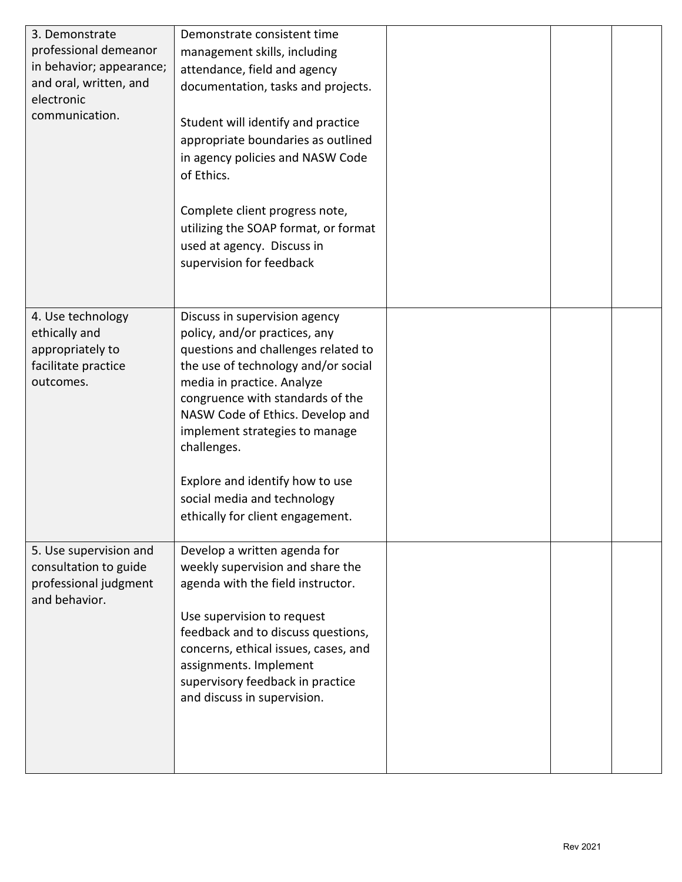| | | | | |
|---|---|---|---|---|
| 3. Demonstrate professional demeanor in behavior; appearance; and oral, written, and electronic communication. | Demonstrate consistent time management skills, including attendance, field and agency documentation, tasks and projects.<br><br>Student will identify and practice appropriate boundaries as outlined in agency policies and NASW Code of Ethics.<br><br>Complete client progress note, utilizing the SOAP format, or format used at agency. Discuss in supervision for feedback | | | |
| 4. Use technology ethically and appropriately to facilitate practice outcomes. | Discuss in supervision agency policy, and/or practices, any questions and challenges related to the use of technology and/or social media in practice. Analyze congruence with standards of the NASW Code of Ethics. Develop and implement strategies to manage challenges.<br><br>Explore and identify how to use social media and technology ethically for client engagement. | | | |
| 5. Use supervision and consultation to guide professional judgment and behavior. | Develop a written agenda for weekly supervision and share the agenda with the field instructor.<br><br>Use supervision to request feedback and to discuss questions, concerns, ethical issues, cases, and assignments. Implement supervisory feedback in practice and discuss in supervision. | | | |

Rev 2021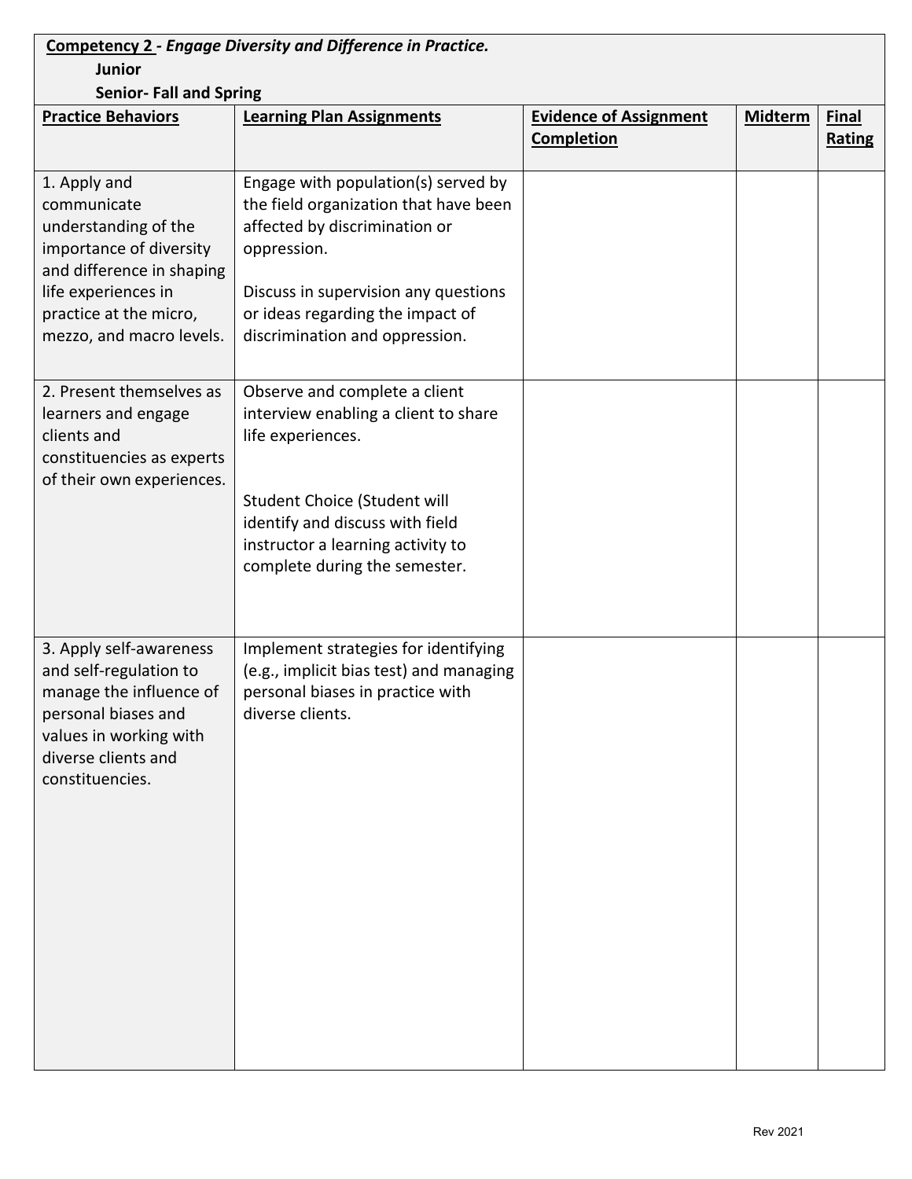**Competency 2 -** ***Engage Diversity and Difference in Practice.***

**Junior**

**Senior- Fall and Spring**

| **Practice Behaviors** | **Learning Plan Assignments** | **Evidence of Assignment Completion** | **Midterm** | **Final Rating** |
|---|---|---|---|---|
| 1. Apply and communicate understanding of the importance of diversity and difference in shaping life experiences in practice at the micro, mezzo, and macro levels. | Engage with population(s) served by the field organization that have been affected by discrimination or oppression.<br><br>Discuss in supervision any questions or ideas regarding the impact of discrimination and oppression. | | | |
| 2. Present themselves as learners and engage clients and constituencies as experts of their own experiences. | Observe and complete a client interview enabling a client to share life experiences.<br><br>Student Choice (Student will identify and discuss with field instructor a learning activity to complete during the semester. | | | |
| 3. Apply self-awareness and self-regulation to manage the influence of personal biases and values in working with diverse clients and constituencies. | Implement strategies for identifying (e.g., implicit bias test) and managing personal biases in practice with diverse clients. | | | |

Rev 2021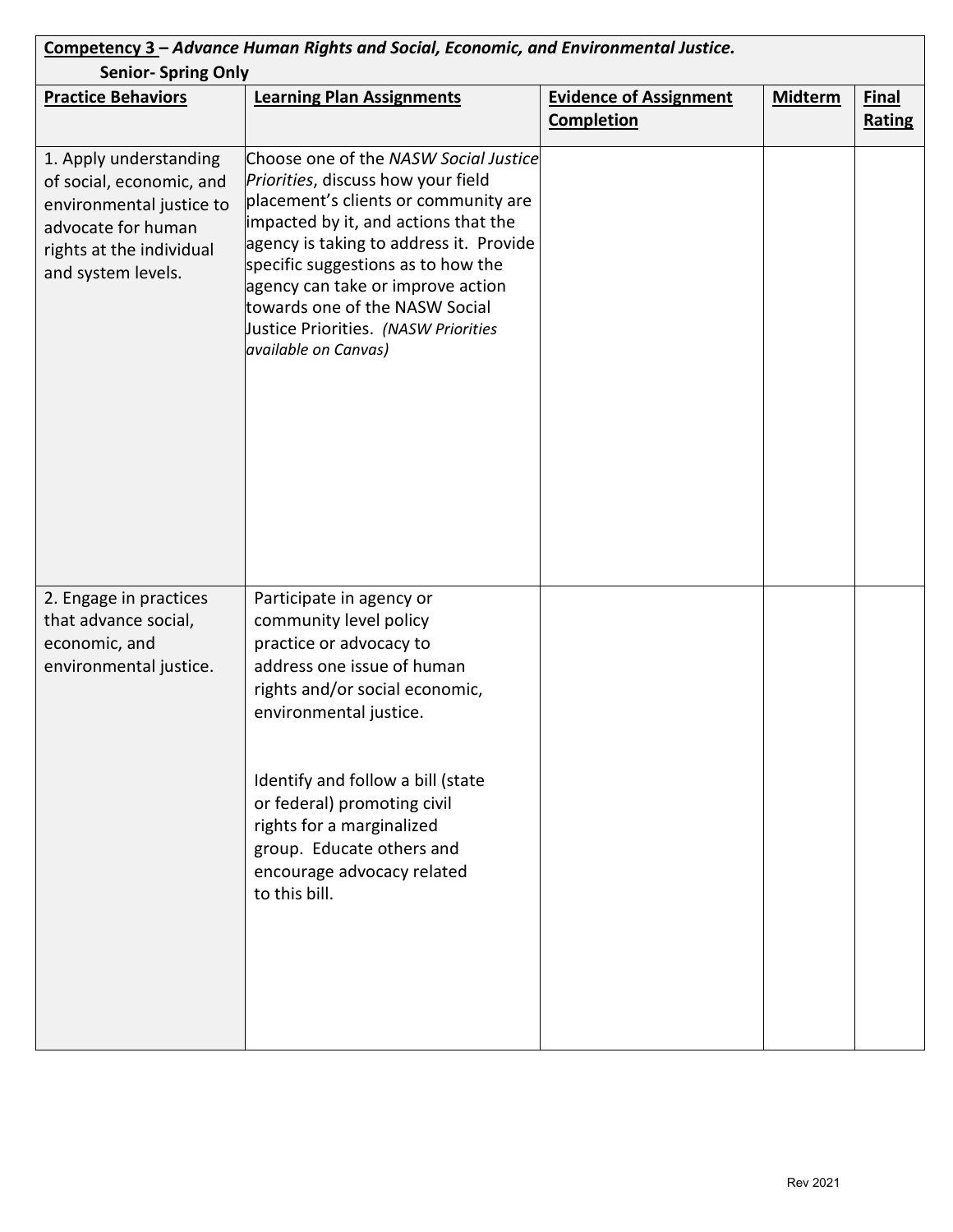| **Competency 3 –** ***Advance Human Rights and Social, Economic, and Environmental Justice.*** **Senior- Spring Only** | | | | |
|---|---|---|---|---|
| **Practice Behaviors** | **Learning Plan Assignments** | **Evidence of Assignment Completion** | **Midterm** | **Final Rating** |
| 1. Apply understanding of social, economic, and environmental justice to advocate for human rights at the individual and system levels. | Choose one of the *NASW Social Justice Priorities*, discuss how your field placement's clients or community are impacted by it, and actions that the agency is taking to address it. Provide specific suggestions as to how the agency can take or improve action towards one of the NASW Social Justice Priorities. *(NASW Priorities available on Canvas)* | | | |
| 2. Engage in practices that advance social, economic, and environmental justice. | Participate in agency or community level policy practice or advocacy to address one issue of human rights and/or social economic, environmental justice.<br><br>Identify and follow a bill (state or federal) promoting civil rights for a marginalized group. Educate others and encourage advocacy related to this bill. | | | |

Rev 2021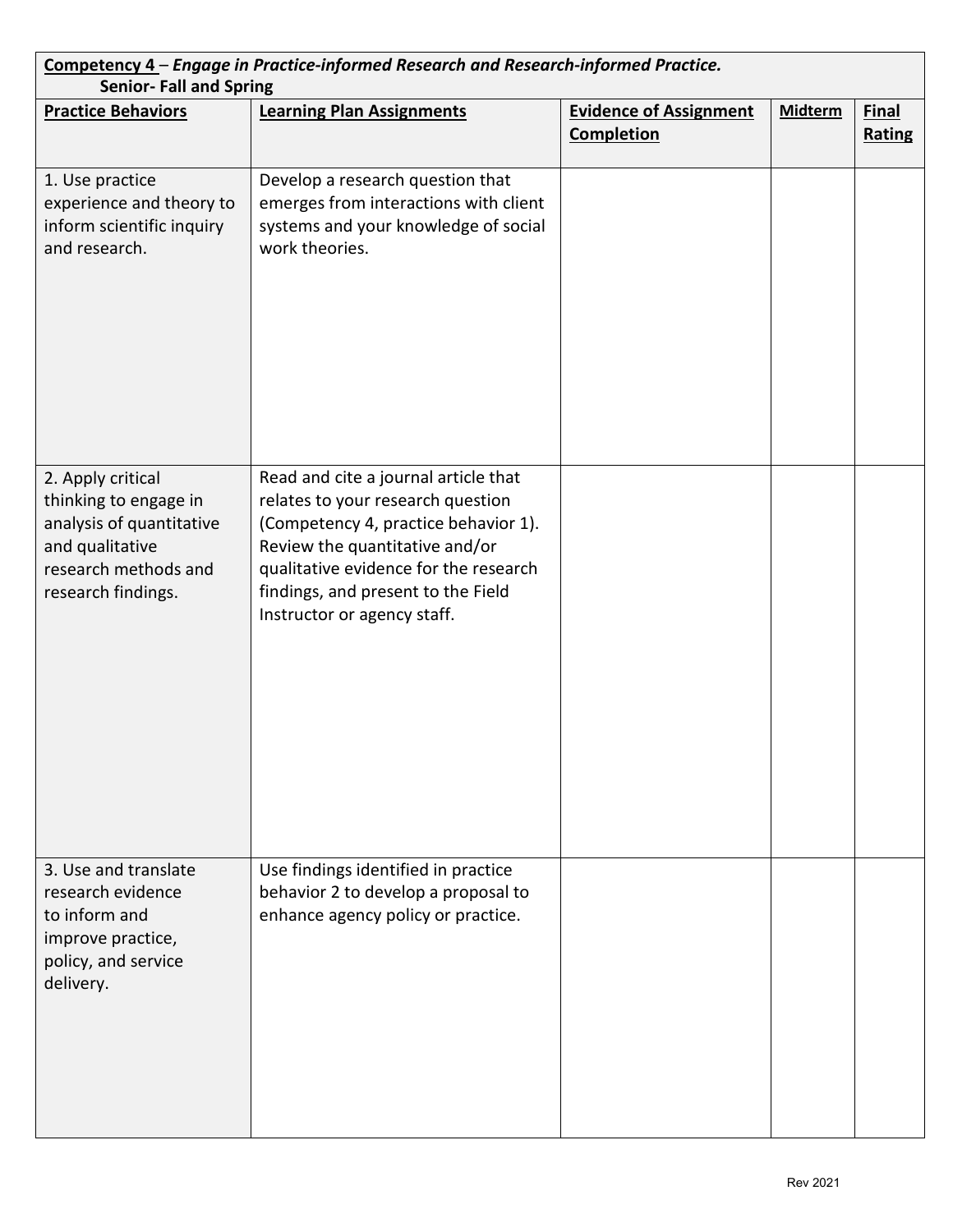| **Competency 4** – ***Engage in Practice-informed Research and Research-informed Practice.*** **Senior- Fall and Spring** | | | | |
|---|---|---|---|---|
| **Practice Behaviors** | **Learning Plan Assignments** | **Evidence of Assignment Completion** | **Midterm** | **Final Rating** |
| 1. Use practice experience and theory to inform scientific inquiry and research. | Develop a research question that emerges from interactions with client systems and your knowledge of social work theories. | | | |
| 2. Apply critical thinking to engage in analysis of quantitative and qualitative research methods and research findings. | Read and cite a journal article that relates to your research question (Competency 4, practice behavior 1). Review the quantitative and/or qualitative evidence for the research findings, and present to the Field Instructor or agency staff. | | | |
| 3. Use and translate research evidence to inform and improve practice, policy, and service delivery. | Use findings identified in practice behavior 2 to develop a proposal to enhance agency policy or practice. | | | |

Rev 2021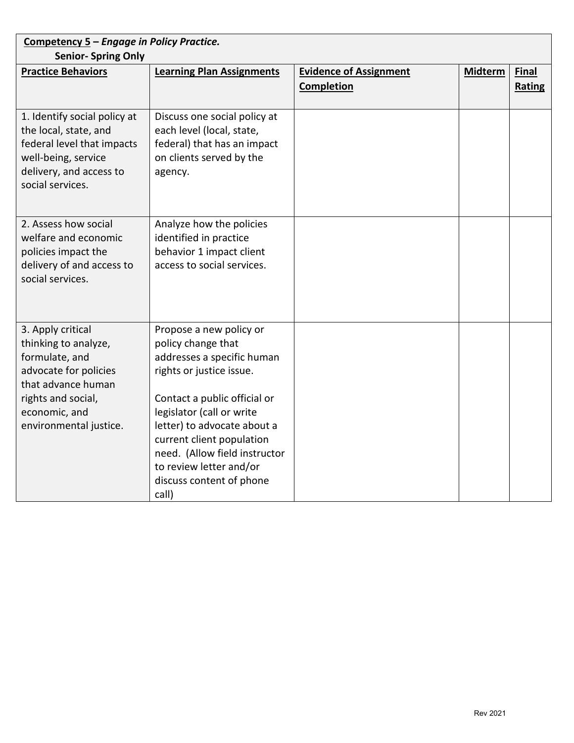**Competency 5 – *Engage in Policy Practice.***

**Senior- Spring Only**

| **Practice Behaviors** | **Learning Plan Assignments** | **Evidence of Assignment Completion** | **Midterm** | **Final Rating** |
|---|---|---|---|---|
| 1. Identify social policy at the local, state, and federal level that impacts well-being, service delivery, and access to social services. | Discuss one social policy at each level (local, state, federal) that has an impact on clients served by the agency. | | | |
| 2. Assess how social welfare and economic policies impact the delivery of and access to social services. | Analyze how the policies identified in practice behavior 1 impact client access to social services. | | | |
| 3. Apply critical thinking to analyze, formulate, and advocate for policies that advance human rights and social, economic, and environmental justice. | Propose a new policy or policy change that addresses a specific human rights or justice issue.<br><br>Contact a public official or legislator (call or write letter) to advocate about a current client population need. (Allow field instructor to review letter and/or discuss content of phone call) | | | |

Rev 2021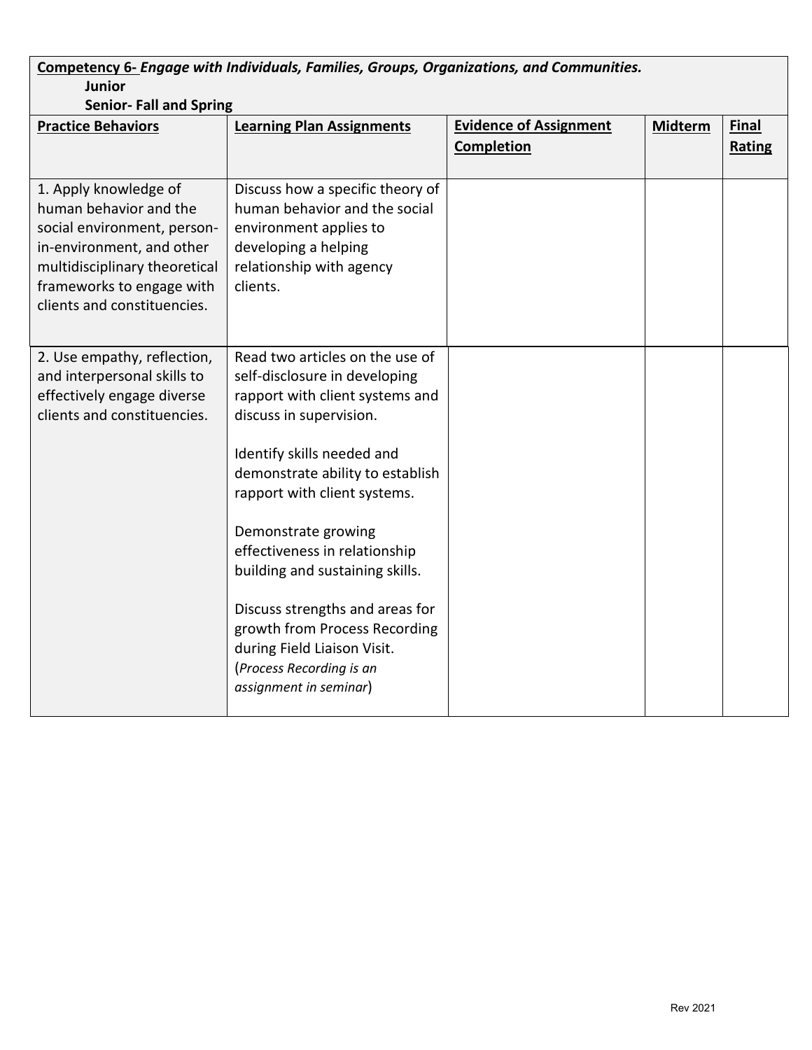**Competency 6-** ***Engage with Individuals, Families, Groups, Organizations, and Communities.***
**Junior**
**Senior- Fall and Spring**

| Practice Behaviors | Learning Plan Assignments | Evidence of Assignment Completion | Midterm | Final Rating |
|---|---|---|---|---|
| 1. Apply knowledge of human behavior and the social environment, person-in-environment, and other multidisciplinary theoretical frameworks to engage with clients and constituencies. | Discuss how a specific theory of human behavior and the social environment applies to developing a helping relationship with agency clients. | | | |
| 2. Use empathy, reflection, and interpersonal skills to effectively engage diverse clients and constituencies. | Read two articles on the use of self-disclosure in developing rapport with client systems and discuss in supervision.<br><br>Identify skills needed and demonstrate ability to establish rapport with client systems.<br><br>Demonstrate growing effectiveness in relationship building and sustaining skills.<br><br>Discuss strengths and areas for growth from Process Recording during Field Liaison Visit. (*Process Recording is an assignment in seminar*) | | | |

Rev 2021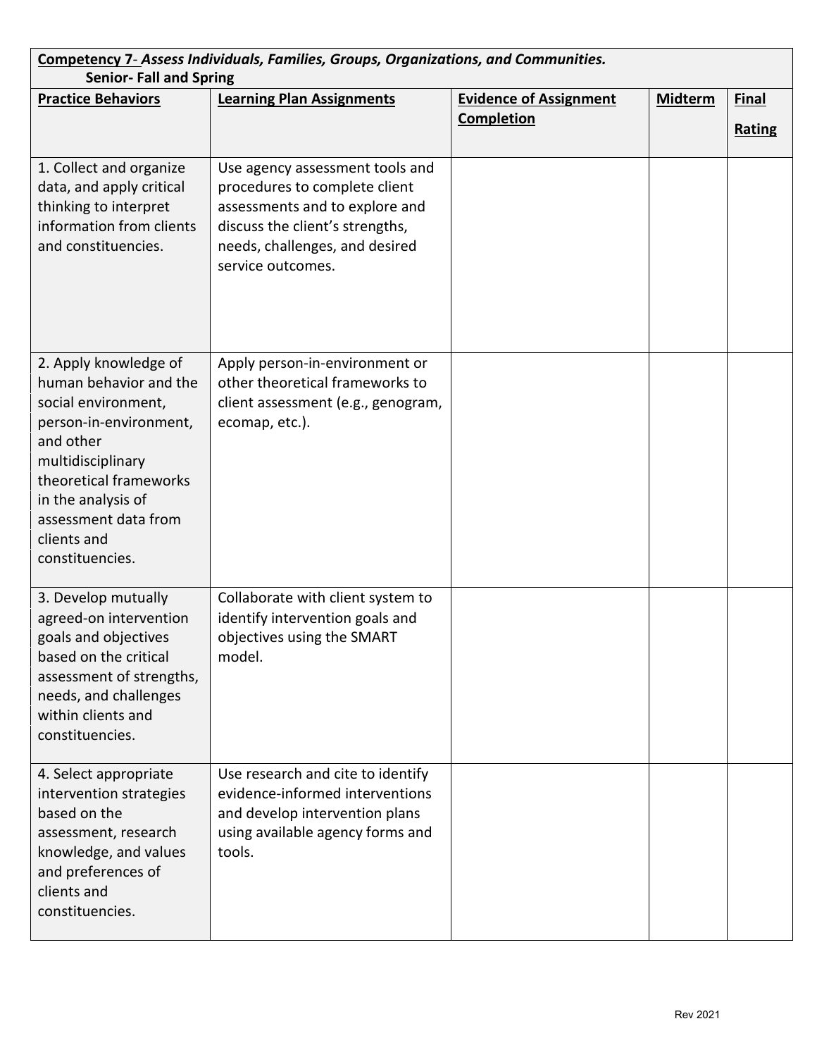**Competency 7**- ***Assess Individuals, Families, Groups, Organizations, and Communities.***
**Senior- Fall and Spring**

| Practice Behaviors | Learning Plan Assignments | Evidence of Assignment Completion | Midterm | Final Rating |
|---|---|---|---|---|
| 1. Collect and organize data, and apply critical thinking to interpret information from clients and constituencies. | Use agency assessment tools and procedures to complete client assessments and to explore and discuss the client's strengths, needs, challenges, and desired service outcomes. | | | |
| 2. Apply knowledge of human behavior and the social environment, person-in-environment, and other multidisciplinary theoretical frameworks in the analysis of assessment data from clients and constituencies. | Apply person-in-environment or other theoretical frameworks to client assessment (e.g., genogram, ecomap, etc.). | | | |
| 3. Develop mutually agreed-on intervention goals and objectives based on the critical assessment of strengths, needs, and challenges within clients and constituencies. | Collaborate with client system to identify intervention goals and objectives using the SMART model. | | | |
| 4. Select appropriate intervention strategies based on the assessment, research knowledge, and values and preferences of clients and constituencies. | Use research and cite to identify evidence-informed interventions and develop intervention plans using available agency forms and tools. | | | |

Rev 2021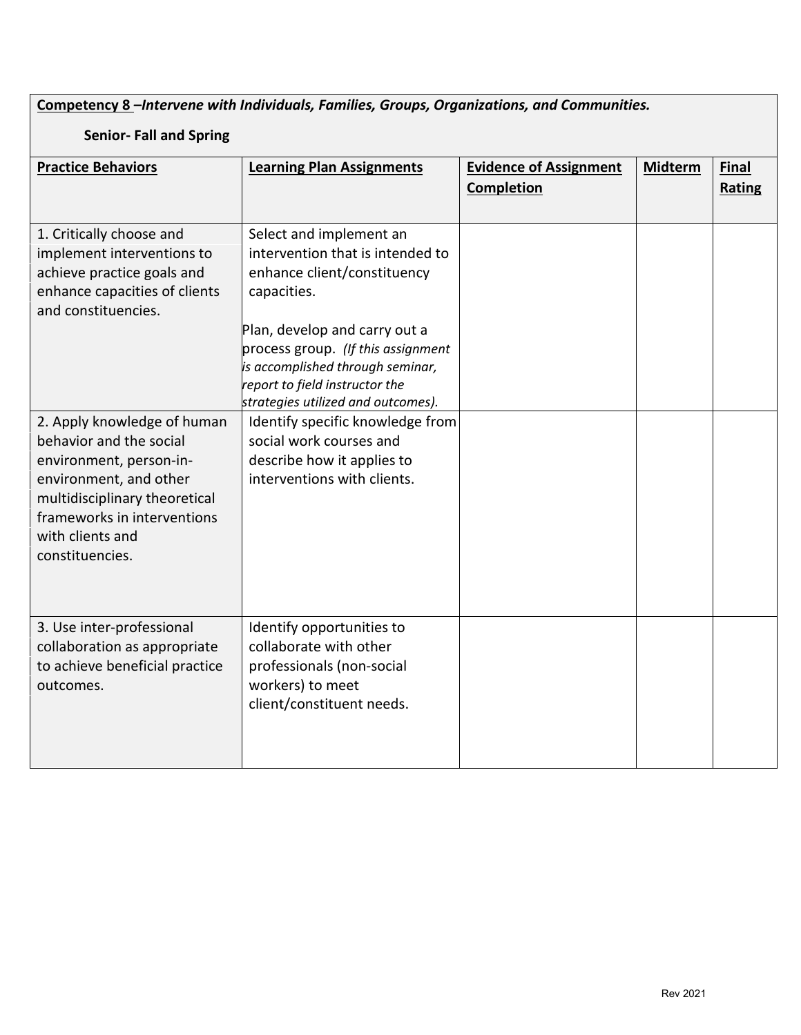**Competency 8** –***Intervene with Individuals, Families, Groups, Organizations, and Communities.***

**Senior- Fall and Spring**

| **Practice Behaviors** | **Learning Plan Assignments** | **Evidence of Assignment Completion** | **Midterm** | **Final Rating** |
|---|---|---|---|---|
| 1. Critically choose and implement interventions to achieve practice goals and enhance capacities of clients and constituencies. | Select and implement an intervention that is intended to enhance client/constituency capacities.<br><br>Plan, develop and carry out a process group. *(If this assignment is accomplished through seminar, report to field instructor the strategies utilized and outcomes).* | | | |
| 2. Apply knowledge of human behavior and the social environment, person-in-environment, and other multidisciplinary theoretical frameworks in interventions with clients and constituencies. | Identify specific knowledge from social work courses and describe how it applies to interventions with clients. | | | |
| 3. Use inter-professional collaboration as appropriate to achieve beneficial practice outcomes. | Identify opportunities to collaborate with other professionals (non-social workers) to meet client/constituent needs. | | | |

Rev 2021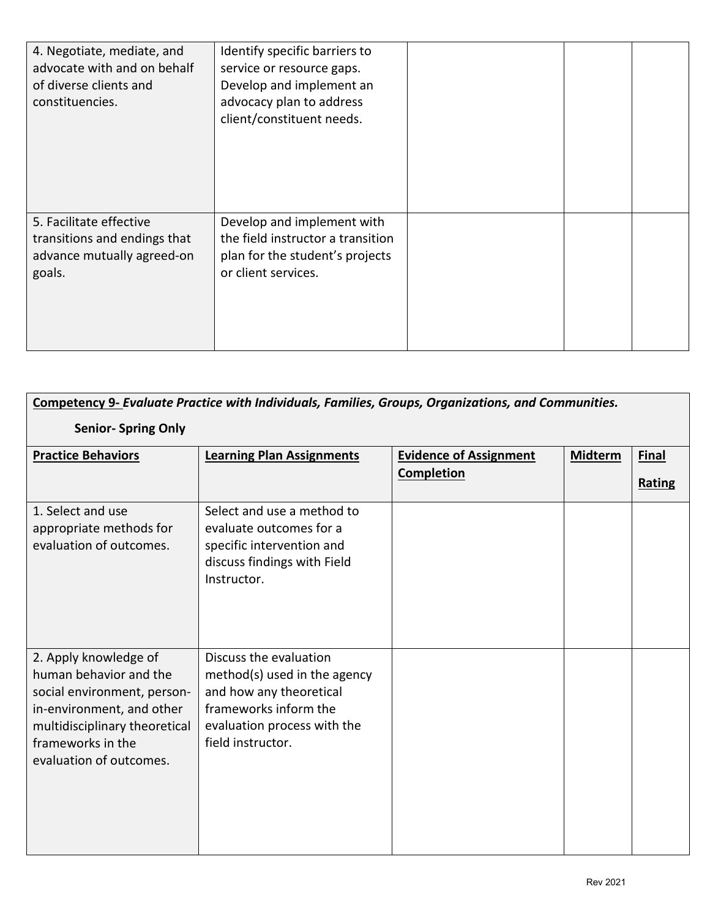| | | | | |
|---|---|---|---|---|
| 4. Negotiate, mediate, and advocate with and on behalf of diverse clients and constituencies. | Identify specific barriers to service or resource gaps. Develop and implement an advocacy plan to address client/constituent needs. | | | |
| 5. Facilitate effective transitions and endings that advance mutually agreed-on goals. | Develop and implement with the field instructor a transition plan for the student's projects or client services. | | | |

**Competency 9-** ***Evaluate Practice with Individuals, Families, Groups, Organizations, and Communities.***

**Senior- Spring Only**

| **Practice Behaviors** | **Learning Plan Assignments** | **Evidence of Assignment Completion** | **Midterm** | **Final Rating** |
|---|---|---|---|---|
| 1. Select and use appropriate methods for evaluation of outcomes. | Select and use a method to evaluate outcomes for a specific intervention and discuss findings with Field Instructor. | | | |
| 2. Apply knowledge of human behavior and the social environment, person-in-environment, and other multidisciplinary theoretical frameworks in the evaluation of outcomes. | Discuss the evaluation method(s) used in the agency and how any theoretical frameworks inform the evaluation process with the field instructor. | | | |

Rev 2021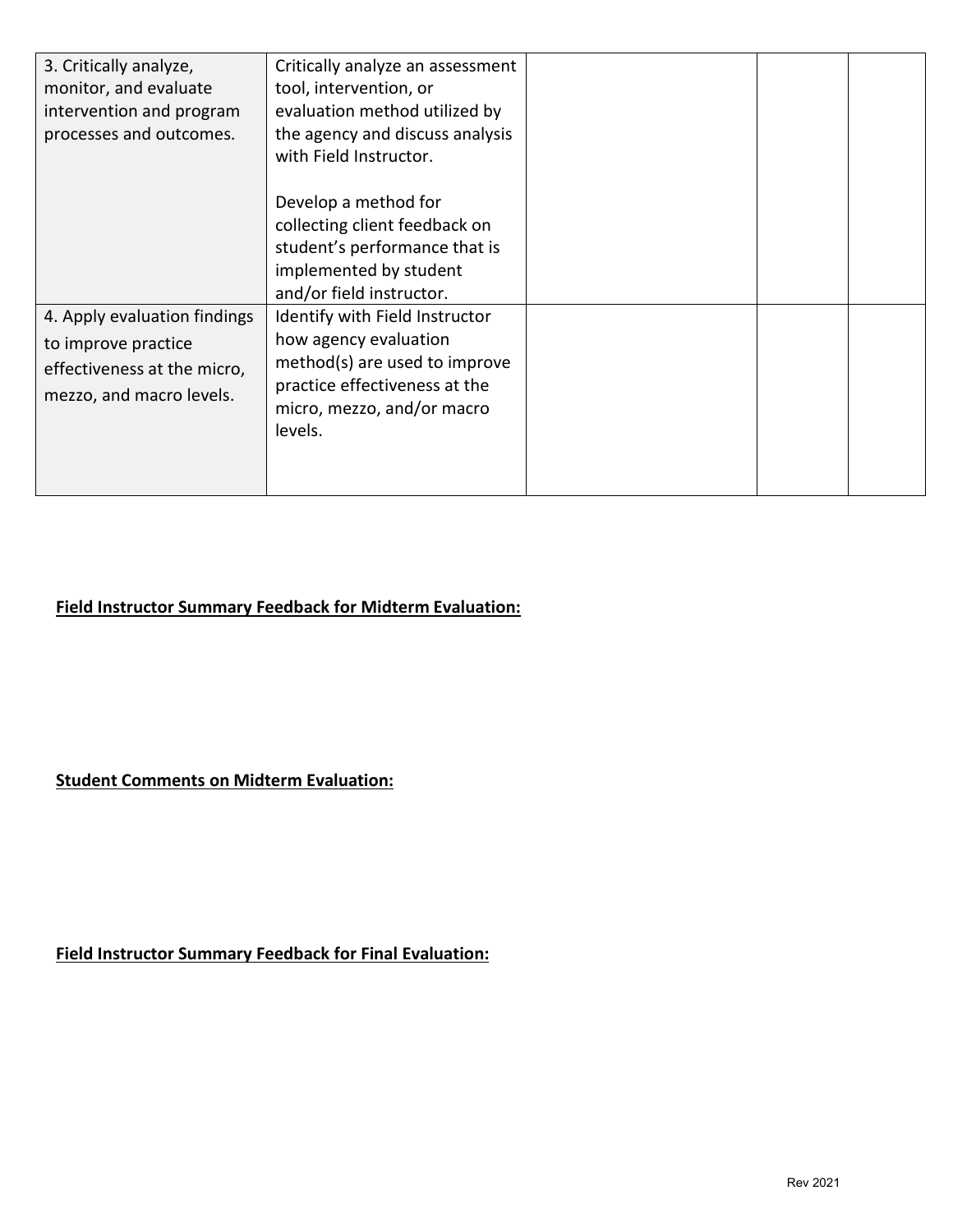| | | | | |
|---|---|---|---|---|
| 3. Critically analyze, monitor, and evaluate intervention and program processes and outcomes. | Critically analyze an assessment tool, intervention, or evaluation method utilized by the agency and discuss analysis with Field Instructor.<br><br>Develop a method for collecting client feedback on student's performance that is implemented by student and/or field instructor. | | | |
| 4. Apply evaluation findings to improve practice effectiveness at the micro, mezzo, and macro levels. | Identify with Field Instructor how agency evaluation method(s) are used to improve practice effectiveness at the micro, mezzo, and/or macro levels. | | | |

**Field Instructor Summary Feedback for Midterm Evaluation:**

**Student Comments on Midterm Evaluation:**

**Field Instructor Summary Feedback for Final Evaluation:**

Rev 2021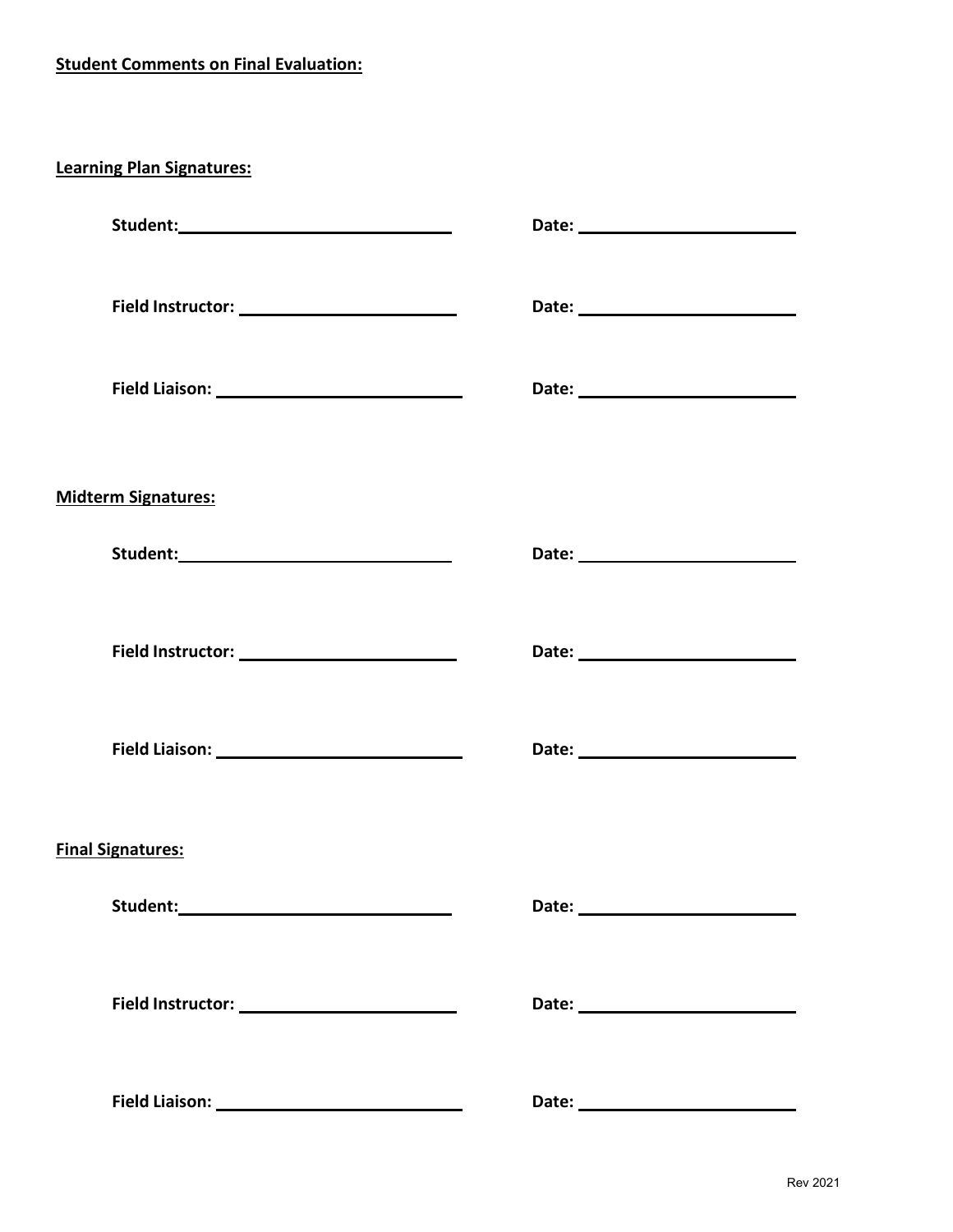**Student Comments on Final Evaluation:**

**Learning Plan Signatures:**

**Student:** ______________________________ **Date:** ______________________

**Field Instructor:** ______________________ **Date:** ______________________

**Field Liaison:** _________________________ **Date:** ______________________

**Midterm Signatures:**

**Student:** ______________________________ **Date:** ______________________

**Field Instructor:** ______________________ **Date:** ______________________

**Field Liaison:** _________________________ **Date:** ______________________

**Final Signatures:**

**Student:** ______________________________ **Date:** ______________________

**Field Instructor:** ______________________ **Date:** ______________________

**Field Liaison:** _________________________ **Date:** ______________________

Rev 2021